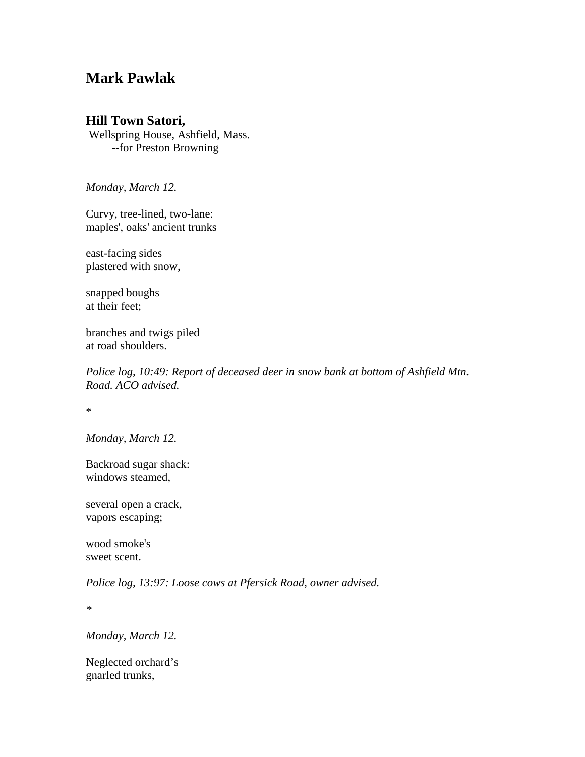# Mark Pawlak

## Hill Town Satori,

Wellspring House, Ashfield, Mass.
--for Preston Browning

*Monday, March 12.*

Curvy, tree-lined, two-lane:
maples', oaks' ancient trunks

east-facing sides
plastered with snow,

snapped boughs
at their feet;

branches and twigs piled
at road shoulders.

*Police log, 10:49: Report of deceased deer in snow bank at bottom of Ashfield Mtn. Road. ACO advised.*

*

*Monday, March 12.*

Backroad sugar shack:
windows steamed,

several open a crack,
vapors escaping;

wood smoke's
sweet scent.

*Police log, 13:97: Loose cows at Pfersick Road, owner advised.*

*

*Monday, March 12.*

Neglected orchard's
gnarled trunks,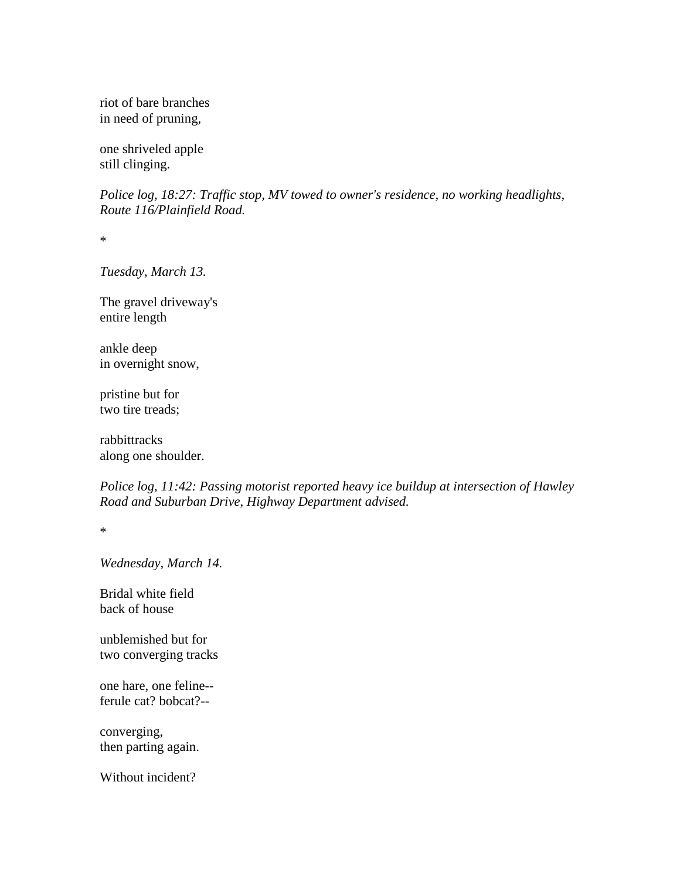riot of bare branches
in need of pruning,

one shriveled apple
still clinging.

*Police log, 18:27: Traffic stop, MV towed to owner's residence, no working headlights, Route 116/Plainfield Road.*

*

*Tuesday, March 13.*

The gravel driveway's
entire length

ankle deep
in overnight snow,

pristine but for
two tire treads;

rabbittracks
along one shoulder.

*Police log, 11:42: Passing motorist reported heavy ice buildup at intersection of Hawley Road and Suburban Drive, Highway Department advised.*

*

*Wednesday, March 14.*

Bridal white field
back of house

unblemished but for
two converging tracks

one hare, one feline--
ferule cat? bobcat?--

converging,
then parting again.

Without incident?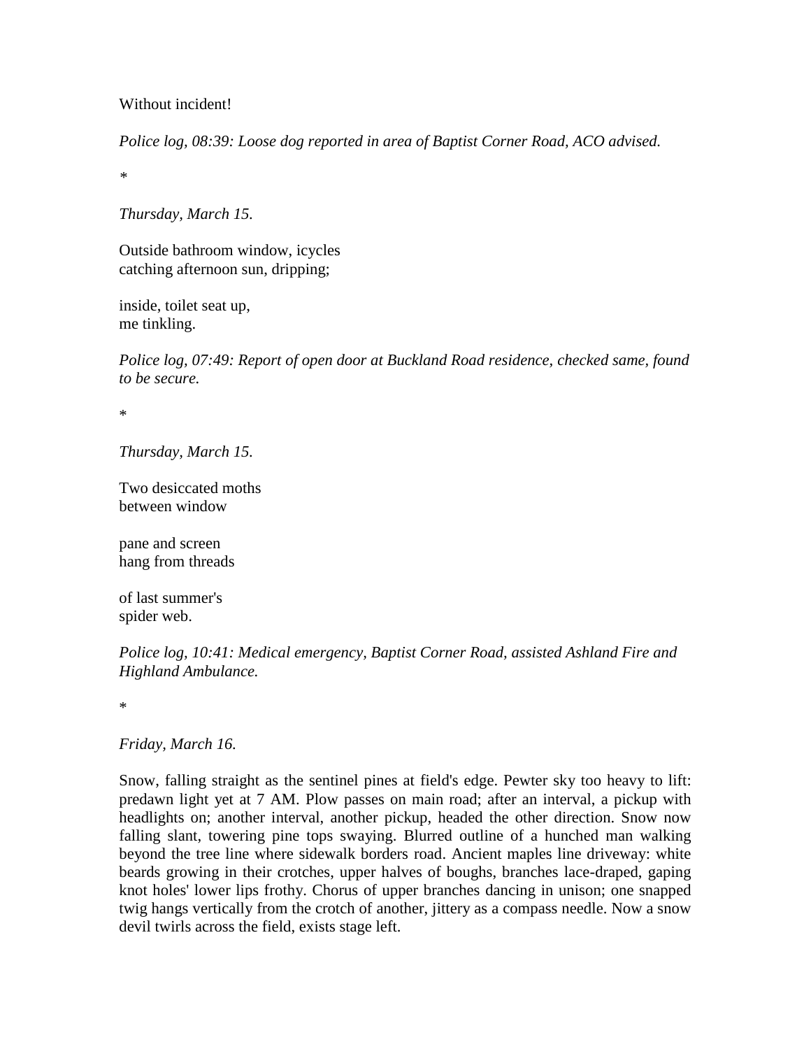Without incident!

*Police log, 08:39: Loose dog reported in area of Baptist Corner Road, ACO advised.*

*

*Thursday, March 15.*

Outside bathroom window, icycles  
catching afternoon sun, dripping;

inside, toilet seat up,  
me tinkling.

*Police log, 07:49: Report of open door at Buckland Road residence, checked same, found to be secure.*

*

*Thursday, March 15.*

Two desiccated moths  
between window

pane and screen  
hang from threads

of last summer's  
spider web.

*Police log, 10:41: Medical emergency, Baptist Corner Road, assisted Ashland Fire and Highland Ambulance.*

*

*Friday, March 16.*

Snow, falling straight as the sentinel pines at field's edge. Pewter sky too heavy to lift: predawn light yet at 7 AM. Plow passes on main road; after an interval, a pickup with headlights on; another interval, another pickup, headed the other direction. Snow now falling slant, towering pine tops swaying. Blurred outline of a hunched man walking beyond the tree line where sidewalk borders road. Ancient maples line driveway: white beards growing in their crotches, upper halves of boughs, branches lace-draped, gaping knot holes' lower lips frothy. Chorus of upper branches dancing in unison; one snapped twig hangs vertically from the crotch of another, jittery as a compass needle. Now a snow devil twirls across the field, exists stage left.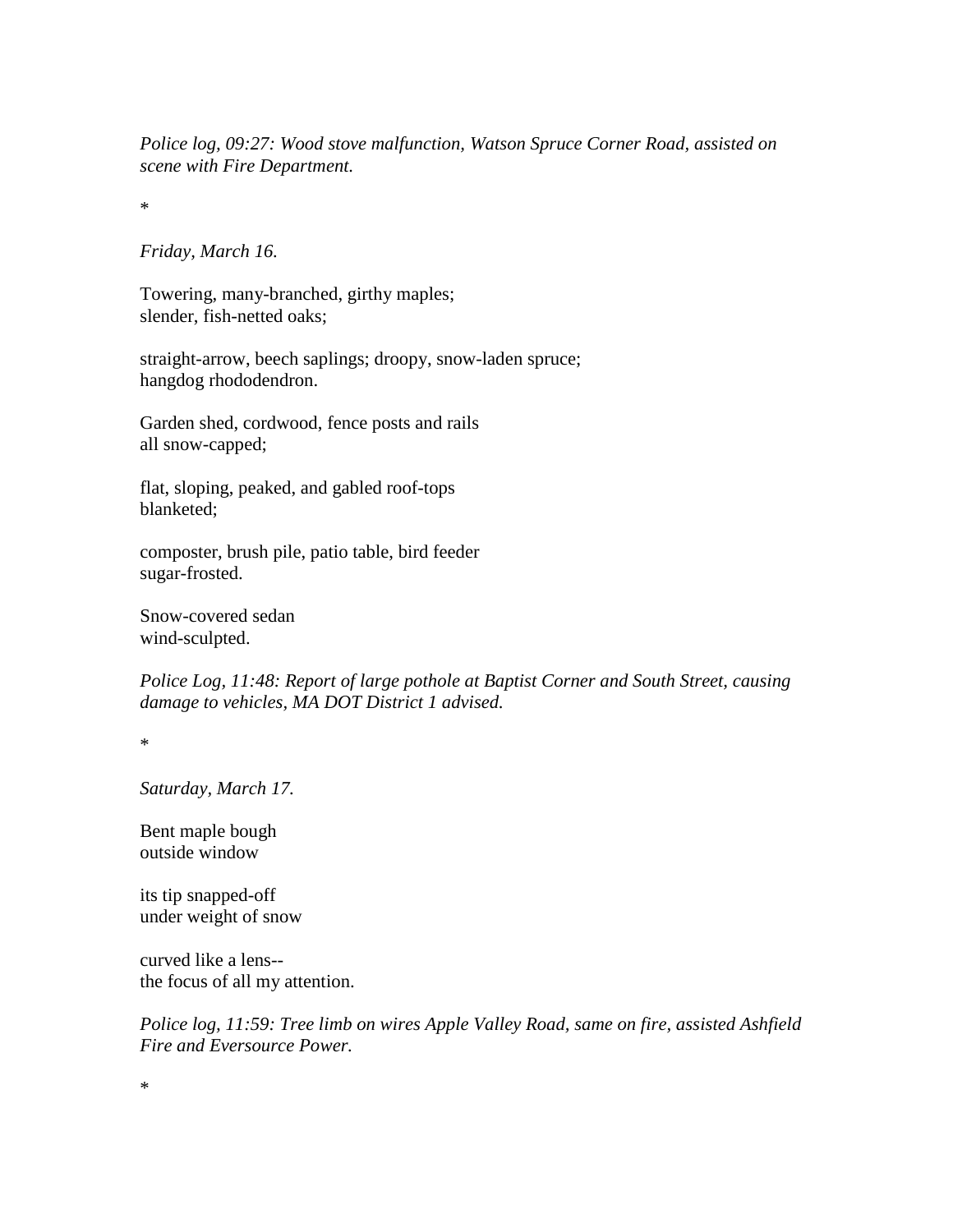*Police log, 09:27: Wood stove malfunction, Watson Spruce Corner Road, assisted on scene with Fire Department.*

*

*Friday, March 16.*

Towering, many-branched, girthy maples;
slender, fish-netted oaks;

straight-arrow, beech saplings; droopy, snow-laden spruce;
hangdog rhododendron.

Garden shed, cordwood, fence posts and rails
all snow-capped;

flat, sloping, peaked, and gabled roof-tops
blanketed;

composter, brush pile, patio table, bird feeder
sugar-frosted.

Snow-covered sedan
wind-sculpted.

*Police Log, 11:48: Report of large pothole at Baptist Corner and South Street, causing damage to vehicles, MA DOT District 1 advised.*

*

*Saturday, March 17.*

Bent maple bough
outside window

its tip snapped-off
under weight of snow

curved like a lens--
the focus of all my attention.

*Police log, 11:59: Tree limb on wires Apple Valley Road, same on fire, assisted Ashfield Fire and Eversource Power.*

*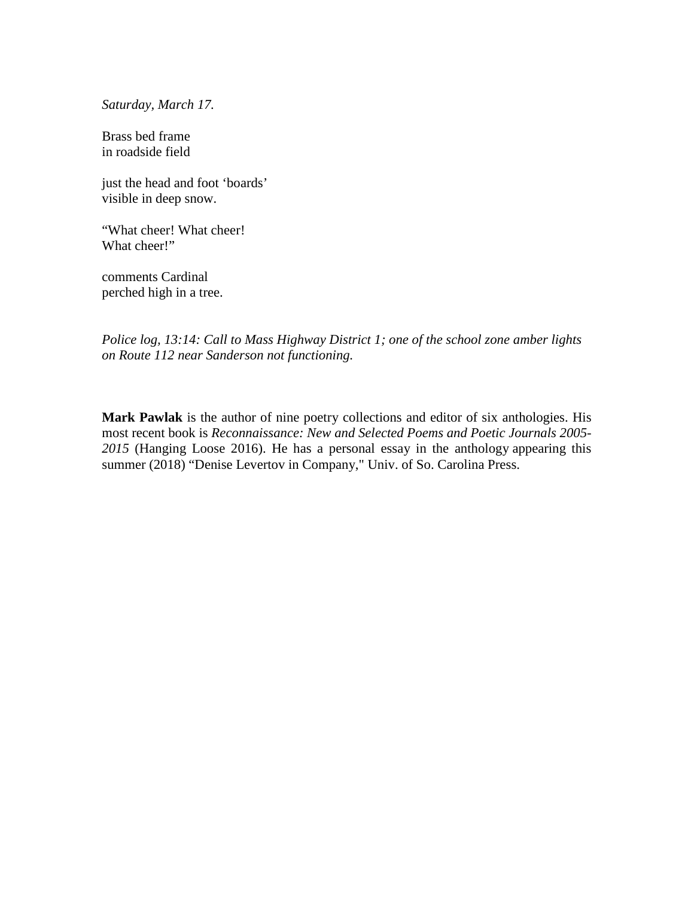*Saturday, March 17.*

Brass bed frame
in roadside field

just the head and foot 'boards'
visible in deep snow.

"What cheer! What cheer!
What cheer!"

comments Cardinal
perched high in a tree.

*Police log, 13:14: Call to Mass Highway District 1; one of the school zone amber lights on Route 112 near Sanderson not functioning.*

**Mark Pawlak** is the author of nine poetry collections and editor of six anthologies. His most recent book is *Reconnaissance: New and Selected Poems and Poetic Journals 2005-2015* (Hanging Loose 2016). He has a personal essay in the anthology appearing this summer (2018) "Denise Levertov in Company," Univ. of So. Carolina Press.